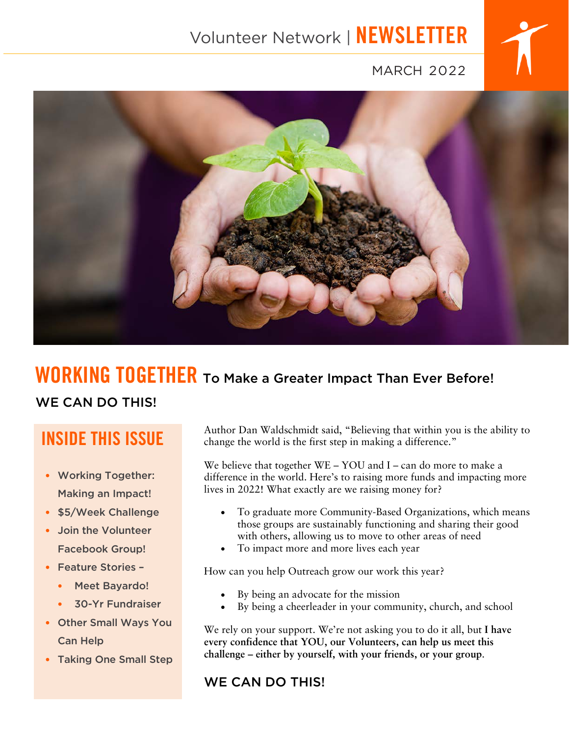Volunteer Network | **NEWSLETTER**

MARCH 2022

# WORKING TOGETHER To Make a Greater Impact Than Ever Before!

## WE CAN DO THIS!

### INSIDE THIS ISSUE

- Working Together: Making an Impact!
- $5/Week Challenge
- Join the Volunteer Facebook Group!
- Feature Stories –
  - Meet Bayardo!
  - 30-Yr Fundraiser
- Other Small Ways You Can Help
- Taking One Small Step

Author Dan Waldschmidt said, "Believing that within you is the ability to change the world is the first step in making a difference."

We believe that together WE – YOU and I – can do more to make a difference in the world. Here's to raising more funds and impacting more lives in 2022! What exactly are we raising money for?

- To graduate more Community-Based Organizations, which means those groups are sustainably functioning and sharing their good with others, allowing us to move to other areas of need
- To impact more and more lives each year

How can you help Outreach grow our work this year?

- By being an advocate for the mission
- By being a cheerleader in your community, church, and school

We rely on your support. We're not asking you to do it all, but **I have every confidence that YOU, our Volunteers, can help us meet this challenge – either by yourself, with your friends, or your group**.

## WE CAN DO THIS!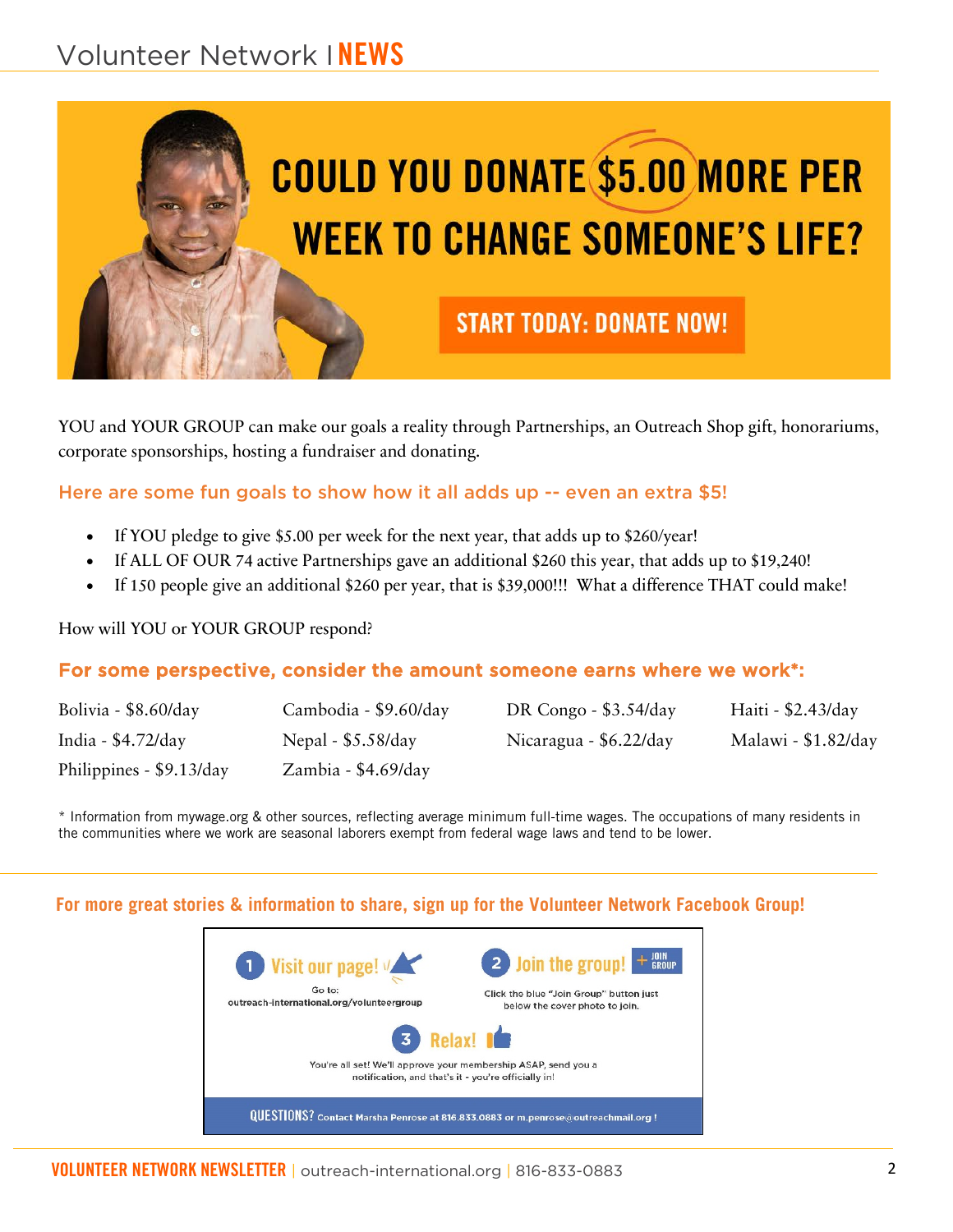# Volunteer Network | NEWS

## COULD YOU DONATE $5.00 MORE PER WEEK TO CHANGE SOMEONE'S LIFE?

**START TODAY: DONATE NOW!**

YOU and YOUR GROUP can make our goals a reality through Partnerships, an Outreach Shop gift, honorariums, corporate sponsorships, hosting a fundraiser and donating.

### Here are some fun goals to show how it all adds up -- even an extra $5!

- If YOU pledge to give $5.00 per week for the next year, that adds up to $260/year!
- If ALL OF OUR 74 active Partnerships gave an additional $260 this year, that adds up to $19,240!
- If 150 people give an additional $260 per year, that is $39,000!!! What a difference THAT could make!

How will YOU or YOUR GROUP respond?

### For some perspective, consider the amount someone earns where we work*:

Bolivia - $8.60/day
Cambodia - $9.60/day
DR Congo - $3.54/day
Haiti - $2.43/day
India - $4.72/day
Nepal - $5.58/day
Nicaragua - $6.22/day
Malawi - $1.82/day
Philippines - $9.13/day
Zambia - $4.69/day

* Information from mywage.org & other sources, reflecting average minimum full-time wages. The occupations of many residents in the communities where we work are seasonal laborers exempt from federal wage laws and tend to be lower.

### For more great stories & information to share, sign up for the Volunteer Network Facebook Group!

**1 Visit our page!**
Go to:
outreach-international.org/volunteergroup

**2 Join the group!** + JOIN GROUP
Click the blue "Join Group" button just below the cover photo to join.

**3 Relax!**
You're all set! We'll approve your membership ASAP, send you a notification, and that's it - you're officially in!

**QUESTIONS?** Contact Marsha Penrose at 816.833.0883 or m.penrose@outreachmail.org !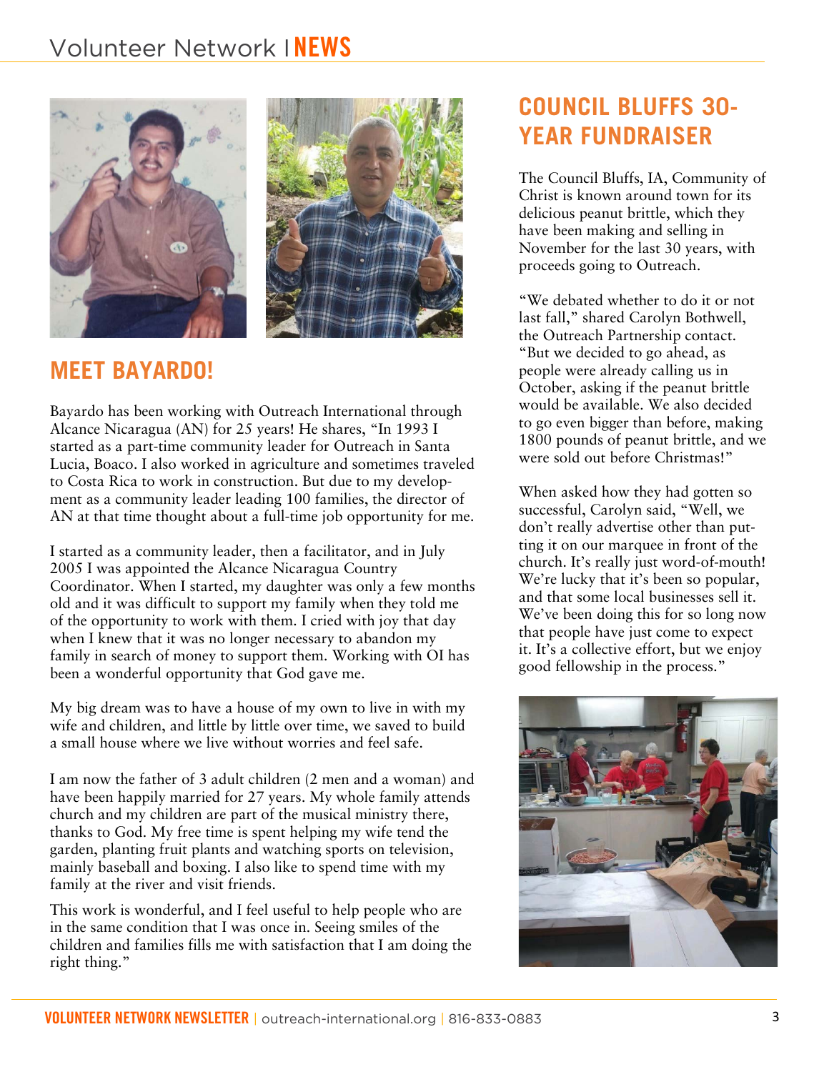## MEET BAYARDO!

Bayardo has been working with Outreach International through Alcance Nicaragua (AN) for 25 years! He shares, "In 1993 I started as a part-time community leader for Outreach in Santa Lucia, Boaco. I also worked in agriculture and sometimes traveled to Costa Rica to work in construction. But due to my development as a community leader leading 100 families, the director of AN at that time thought about a full-time job opportunity for me.

I started as a community leader, then a facilitator, and in July 2005 I was appointed the Alcance Nicaragua Country Coordinator. When I started, my daughter was only a few months old and it was difficult to support my family when they told me of the opportunity to work with them. I cried with joy that day when I knew that it was no longer necessary to abandon my family in search of money to support them. Working with OI has been a wonderful opportunity that God gave me.

My big dream was to have a house of my own to live in with my wife and children, and little by little over time, we saved to build a small house where we live without worries and feel safe.

I am now the father of 3 adult children (2 men and a woman) and have been happily married for 27 years. My whole family attends church and my children are part of the musical ministry there, thanks to God. My free time is spent helping my wife tend the garden, planting fruit plants and watching sports on television, mainly baseball and boxing. I also like to spend time with my family at the river and visit friends.

This work is wonderful, and I feel useful to help people who are in the same condition that I was once in. Seeing smiles of the children and families fills me with satisfaction that I am doing the right thing."

## COUNCIL BLUFFS 30-YEAR FUNDRAISER

The Council Bluffs, IA, Community of Christ is known around town for its delicious peanut brittle, which they have been making and selling in November for the last 30 years, with proceeds going to Outreach.

"We debated whether to do it or not last fall," shared Carolyn Bothwell, the Outreach Partnership contact. "But we decided to go ahead, as people were already calling us in October, asking if the peanut brittle would be available. We also decided to go even bigger than before, making 1800 pounds of peanut brittle, and we were sold out before Christmas!"

When asked how they had gotten so successful, Carolyn said, "Well, we don't really advertise other than putting it on our marquee in front of the church. It's really just word-of-mouth! We're lucky that it's been so popular, and that some local businesses sell it. We've been doing this for so long now that people have just come to expect it. It's a collective effort, but we enjoy good fellowship in the process."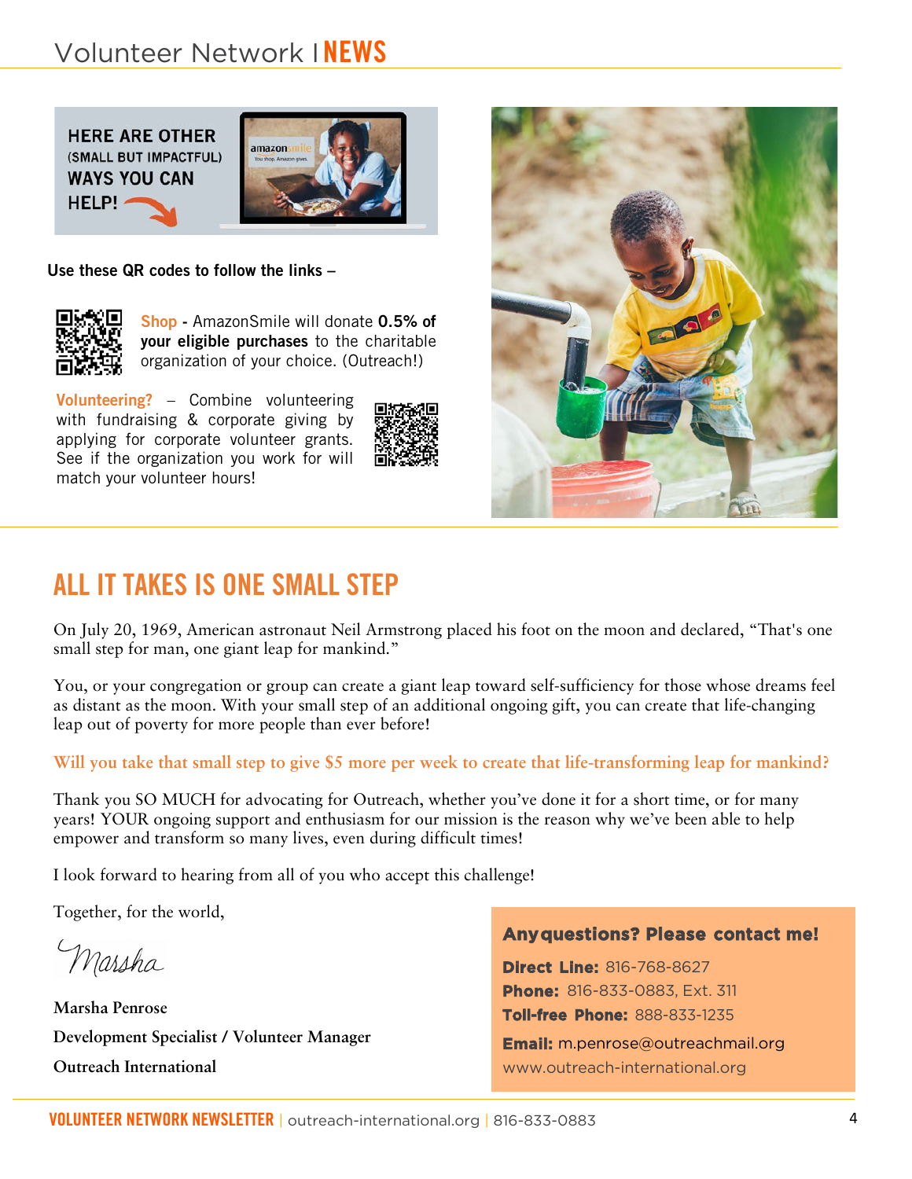# Volunteer Network | NEWS

**HERE ARE OTHER (SMALL BUT IMPACTFUL) WAYS YOU CAN HELP!**

**Use these QR codes to follow the links –**

**Shop** - AmazonSmile will donate **0.5% of your eligible purchases** to the charitable organization of your choice. (Outreach!)

**Volunteering?** – Combine volunteering with fundraising & corporate giving by applying for corporate volunteer grants. See if the organization you work for will match your volunteer hours!

## ALL IT TAKES IS ONE SMALL STEP

On July 20, 1969, American astronaut Neil Armstrong placed his foot on the moon and declared, "That's one small step for man, one giant leap for mankind."

You, or your congregation or group can create a giant leap toward self-sufficiency for those whose dreams feel as distant as the moon. With your small step of an additional ongoing gift, you can create that life-changing leap out of poverty for more people than ever before!

**Will you take that small step to give $5 more per week to create that life-transforming leap for mankind?**

Thank you SO MUCH for advocating for Outreach, whether you've done it for a short time, or for many years! YOUR ongoing support and enthusiasm for our mission is the reason why we've been able to help empower and transform so many lives, even during difficult times!

I look forward to hearing from all of you who accept this challenge!

Together, for the world,

Marsha

**Marsha Penrose**
**Development Specialist / Volunteer Manager**
**Outreach International**

**Any questions? Please contact me!**

**Direct Line:** 816-768-8627
**Phone:** 816-833-0883, Ext. 311
**Toll-free Phone:** 888-833-1235
**Email:** m.penrose@outreachmail.org
www.outreach-international.org